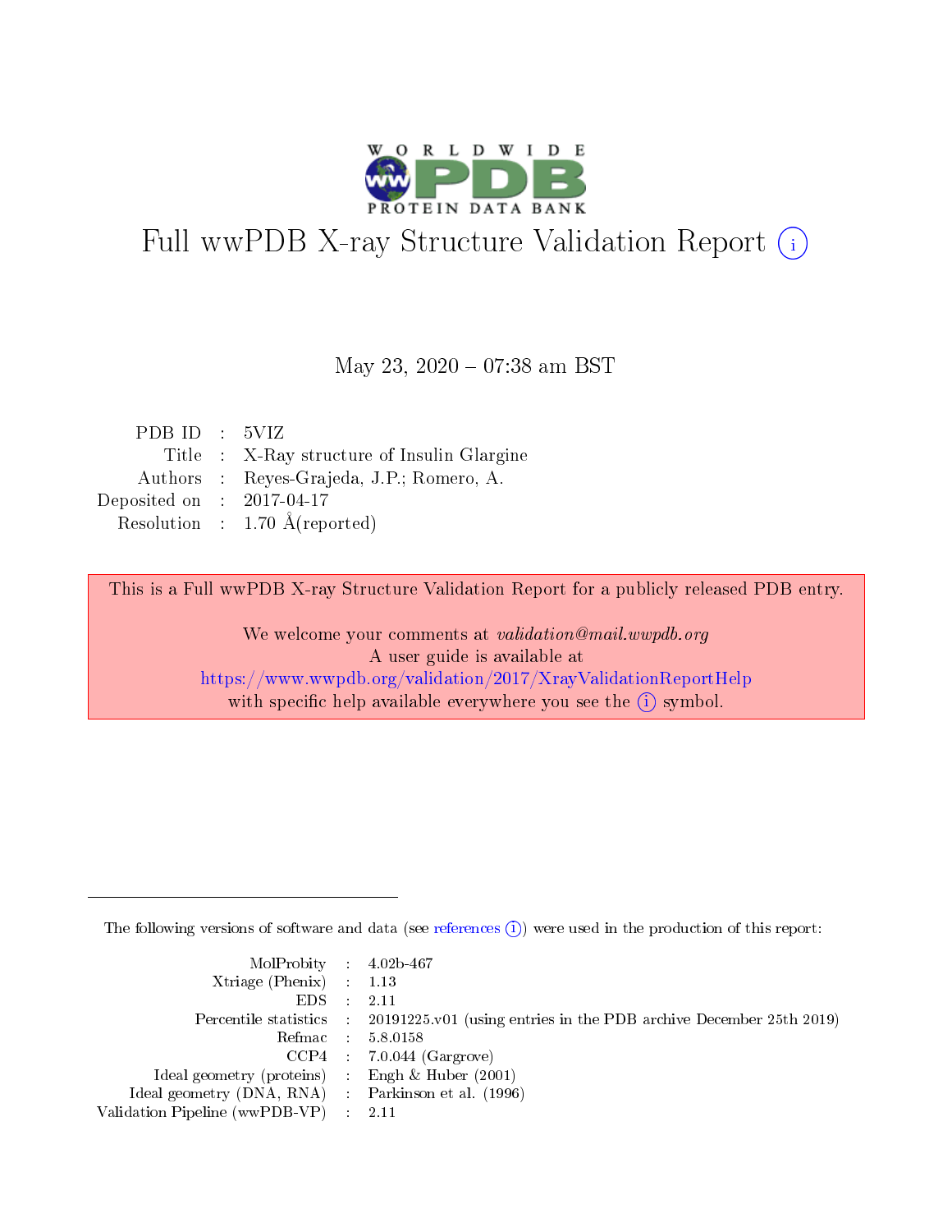# Full wwPDB X-ray Structure Validation Report ⓘ

May 23, 2020 – 07:38 am BST

| | | |
|---|---|---|
| PDB ID | : | 5VIZ |
| Title | : | X-Ray structure of Insulin Glargine |
| Authors | : | Reyes-Grajeda, J.P.; Romero, A. |
| Deposited on | : | 2017-04-17 |
| Resolution | : | 1.70 Å(reported) |

This is a Full wwPDB X-ray Structure Validation Report for a publicly released PDB entry.

We welcome your comments at *validation@mail.wwpdb.org*
A user guide is available at
https://www.wwpdb.org/validation/2017/XrayValidationReportHelp
with specific help available everywhere you see the ⓘ symbol.

The following versions of software and data (see references ⓘ) were used in the production of this report:

| | | |
|---|---|---|
| MolProbity | : | 4.02b-467 |
| Xtriage (Phenix) | : | 1.13 |
| EDS | : | 2.11 |
| Percentile statistics | : | 20191225.v01 (using entries in the PDB archive December 25th 2019) |
| Refmac | : | 5.8.0158 |
| CCP4 | : | 7.0.044 (Gargrove) |
| Ideal geometry (proteins) | : | Engh & Huber (2001) |
| Ideal geometry (DNA, RNA) | : | Parkinson et al. (1996) |
| Validation Pipeline (wwPDB-VP) | : | 2.11 |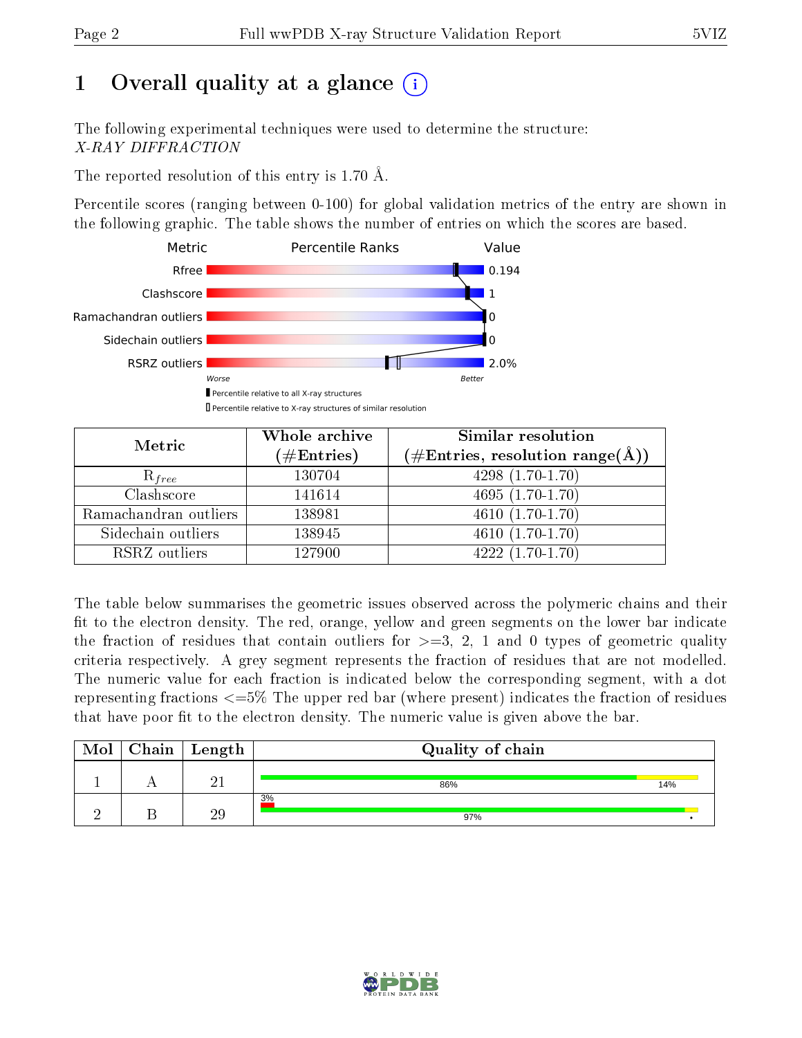# 1 Overall quality at a glance (i)

The following experimental techniques were used to determine the structure:
*X-RAY DIFFRACTION*

The reported resolution of this entry is 1.70 Å.

Percentile scores (ranging between 0-100) for global validation metrics of the entry are shown in the following graphic. The table shows the number of entries on which the scores are based.

| Metric | Value |
|---|---|
| Rfree | 0.194 |
| Clashscore | 1 |
| Ramachandran outliers | 0 |
| Sidechain outliers | 0 |
| RSRZ outliers | 2.0% |

Worse — Better

▮ Percentile relative to all X-ray structures
▯ Percentile relative to X-ray structures of similar resolution

| Metric | Whole archive (#Entries) | Similar resolution (#Entries, resolution range(Å)) |
|---|---|---|
| $R_{free}$ | 130704 | 4298 (1.70-1.70) |
| Clashscore | 141614 | 4695 (1.70-1.70) |
| Ramachandran outliers | 138981 | 4610 (1.70-1.70) |
| Sidechain outliers | 138945 | 4610 (1.70-1.70) |
| RSRZ outliers | 127900 | 4222 (1.70-1.70) |

The table below summarises the geometric issues observed across the polymeric chains and their fit to the electron density. The red, orange, yellow and green segments on the lower bar indicate the fraction of residues that contain outliers for >=3, 2, 1 and 0 types of geometric quality criteria respectively. A grey segment represents the fraction of residues that are not modelled. The numeric value for each fraction is indicated below the corresponding segment, with a dot representing fractions <=5% The upper red bar (where present) indicates the fraction of residues that have poor fit to the electron density. The numeric value is given above the bar.

| Mol | Chain | Length | Quality of chain |
|---|---|---|---|
| 1 | A | 21 | 86% · 14% |
| 2 | B | 29 | 3% (poor fit) · 97% · • |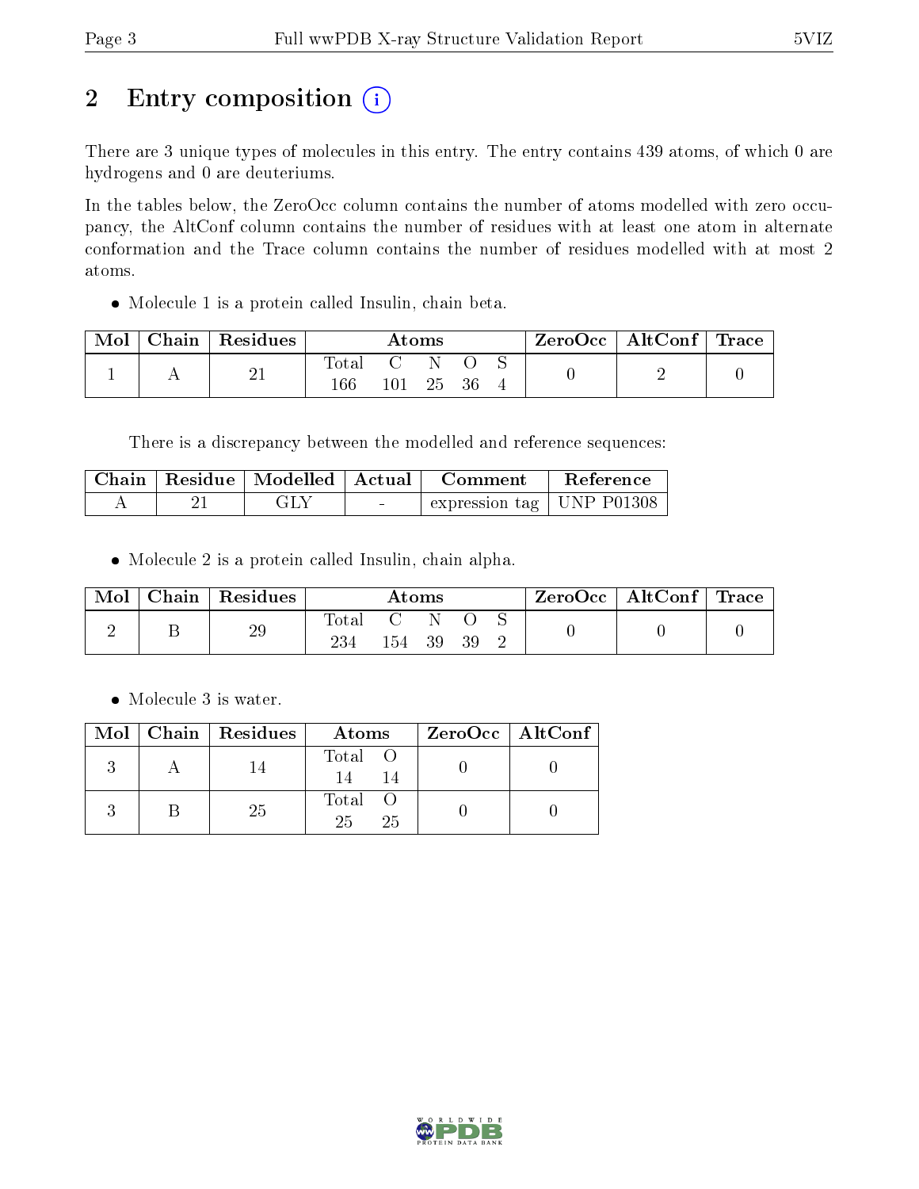# 2 Entry composition

There are 3 unique types of molecules in this entry. The entry contains 439 atoms, of which 0 are hydrogens and 0 are deuteriums.

In the tables below, the ZeroOcc column contains the number of atoms modelled with zero occupancy, the AltConf column contains the number of residues with at least one atom in alternate conformation and the Trace column contains the number of residues modelled with at most 2 atoms.

- Molecule 1 is a protein called Insulin, chain beta.

| Mol | Chain | Residues | Atoms | | | | | ZeroOcc | AltConf | Trace |
|---|---|---|---|---|---|---|---|---|---|---|
| | | | Total | C | N | O | S | | | |
| 1 | A | 21 | 166 | 101 | 25 | 36 | 4 | 0 | 2 | 0 |

There is a discrepancy between the modelled and reference sequences:

| Chain | Residue | Modelled | Actual | Comment | Reference |
|---|---|---|---|---|---|
| A | 21 | GLY | - | expression tag | UNP P01308 |

- Molecule 2 is a protein called Insulin, chain alpha.

| Mol | Chain | Residues | Atoms | | | | | ZeroOcc | AltConf | Trace |
|---|---|---|---|---|---|---|---|---|---|---|
| | | | Total | C | N | O | S | | | |
| 2 | B | 29 | 234 | 154 | 39 | 39 | 2 | 0 | 0 | 0 |

- Molecule 3 is water.

| Mol | Chain | Residues | Atoms | | ZeroOcc | AltConf |
|---|---|---|---|---|---|---|
| | | | Total | O | | |
| 3 | A | 14 | 14 | 14 | 0 | 0 |
| 3 | B | 25 | 25 | 25 | 0 | 0 |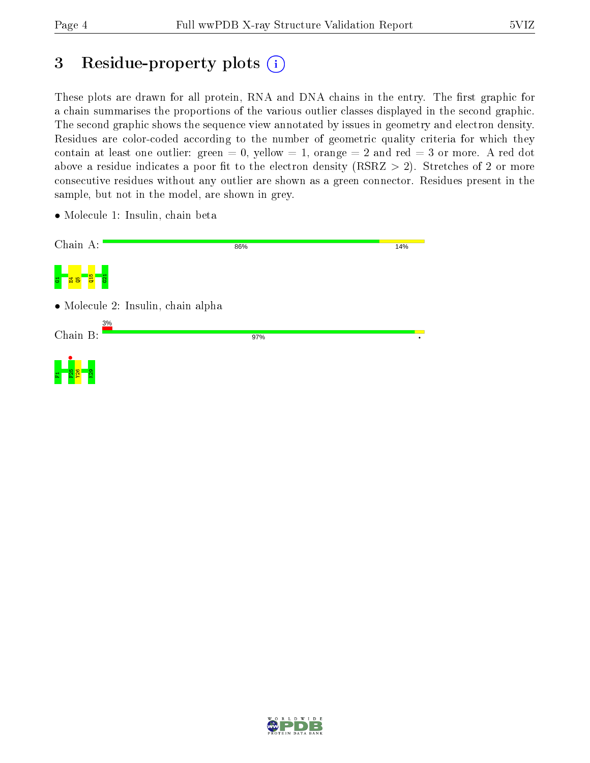# 3 Residue-property plots

These plots are drawn for all protein, RNA and DNA chains in the entry. The first graphic for a chain summarises the proportions of the various outlier classes displayed in the second graphic. The second graphic shows the sequence view annotated by issues in geometry and electron density. Residues are color-coded according to the number of geometric quality criteria for which they contain at least one outlier: green = 0, yellow = 1, orange = 2 and red = 3 or more. A red dot above a residue indicates a poor fit to the electron density (RSRZ > 2). Stretches of 2 or more consecutive residues without any outlier are shown as a green connector. Residues present in the sample, but not in the model, are shown in grey.

- Molecule 1: Insulin, chain beta

Chain A: 86% 14%

G1 E4 Q5 Q15 G21

- Molecule 2: Insulin, chain alpha

Chain B: 3% 97%

F1 F25 Y26 K29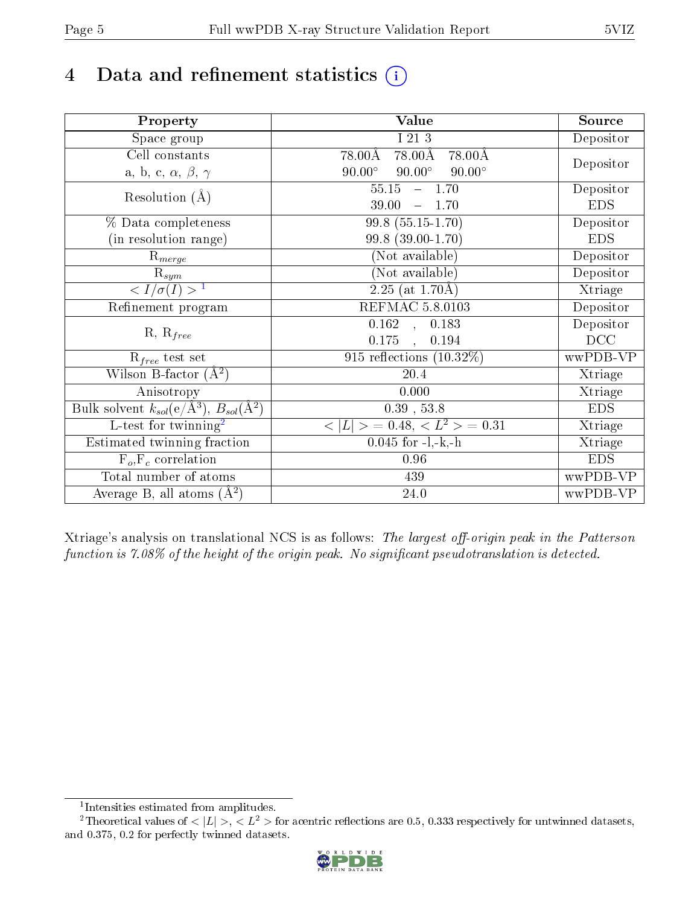# 4 Data and refinement statistics (i)

| Property | Value | Source |
|---|---|---|
| Space group | I 21 3 | Depositor |
| Cell constants<br>a, b, c, $\alpha$, $\beta$, $\gamma$ | 78.00Å 78.00Å 78.00Å<br>90.00° 90.00° 90.00° | Depositor |
| Resolution (Å) | 55.15 – 1.70<br>39.00 – 1.70 | Depositor<br>EDS |
| % Data completeness<br>(in resolution range) | 99.8 (55.15-1.70)<br>99.8 (39.00-1.70) | Depositor<br>EDS |
| $R_{merge}$ | (Not available) | Depositor |
| $R_{sym}$ | (Not available) | Depositor |
| $< I/\sigma(I) >$ [1] | 2.25 (at 1.70Å) | Xtriage |
| Refinement program | REFMAC 5.8.0103 | Depositor |
| R, $R_{free}$ | 0.162 , 0.183<br>0.175 , 0.194 | Depositor<br>DCC |
| $R_{free}$ test set | 915 reflections (10.32%) | wwPDB-VP |
| Wilson B-factor (Å$^2$) | 20.4 | Xtriage |
| Anisotropy | 0.000 | Xtriage |
| Bulk solvent $k_{sol}$(e/Å$^3$), $B_{sol}$(Å$^2$) | 0.39 , 53.8 | EDS |
| L-test for twinning[2] | $< \|L\| >$ = 0.48, $< L^2 >$ = 0.31 | Xtriage |
| Estimated twinning fraction | 0.045 for -l,-k,-h | Xtriage |
| $F_o$,$F_c$ correlation | 0.96 | EDS |
| Total number of atoms | 439 | wwPDB-VP |
| Average B, all atoms (Å$^2$) | 24.0 | wwPDB-VP |

Xtriage's analysis on translational NCS is as follows: *The largest off-origin peak in the Patterson function is 7.08% of the height of the origin peak. No significant pseudotranslation is detected.*

[1] Intensities estimated from amplitudes.

[2] Theoretical values of $< |L| >$, $< L^2 >$ for acentric reflections are 0.5, 0.333 respectively for untwinned datasets, and 0.375, 0.2 for perfectly twinned datasets.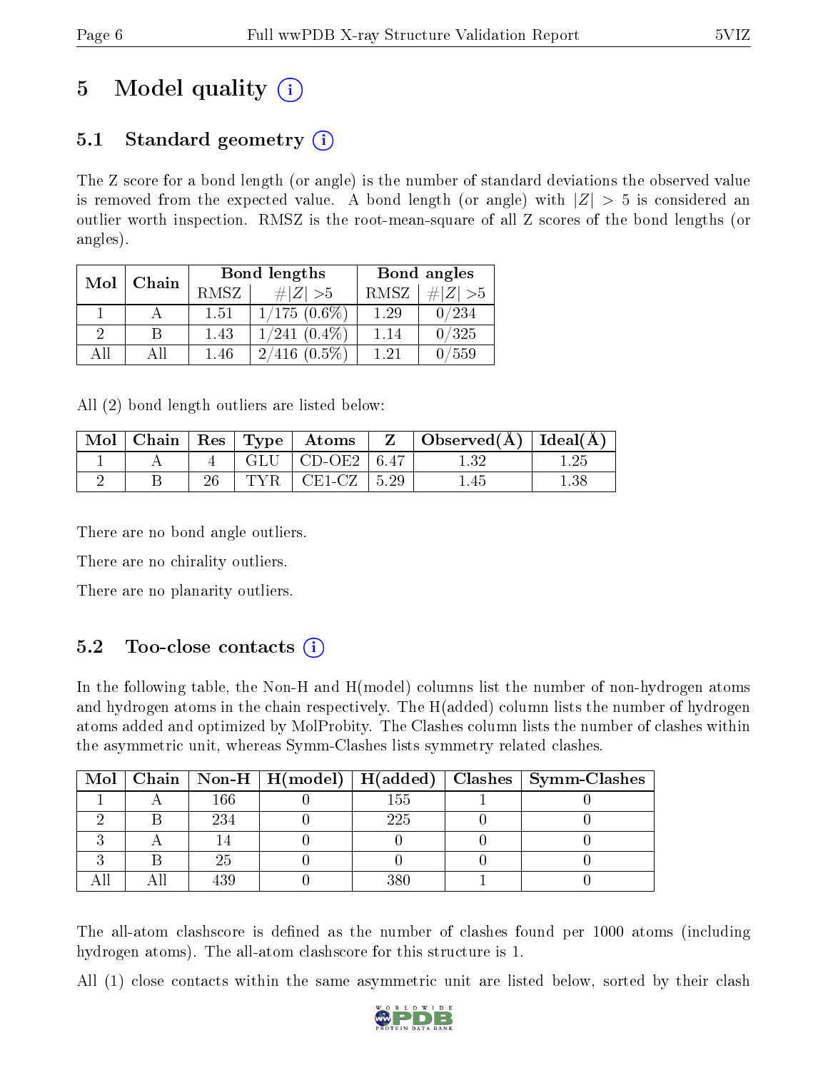# 5 Model quality (i)

## 5.1 Standard geometry (i)

The Z score for a bond length (or angle) is the number of standard deviations the observed value is removed from the expected value. A bond length (or angle) with $|Z| > 5$ is considered an outlier worth inspection. RMSZ is the root-mean-square of all Z scores of the bond lengths (or angles).

| Mol | Chain | Bond lengths | | Bond angles | |
|---|---|---|---|---|---|
| | | RMSZ | $\#\|Z\| > 5$ | RMSZ | $\#\|Z\| > 5$ |
| 1 | A | 1.51 | 1/175 (0.6%) | 1.29 | 0/234 |
| 2 | B | 1.43 | 1/241 (0.4%) | 1.14 | 0/325 |
| All | All | 1.46 | 2/416 (0.5%) | 1.21 | 0/559 |

All (2) bond length outliers are listed below:

| Mol | Chain | Res | Type | Atoms | Z | Observed(Å) | Ideal(Å) |
|---|---|---|---|---|---|---|---|
| 1 | A | 4 | GLU | CD-OE2 | 6.47 | 1.32 | 1.25 |
| 2 | B | 26 | TYR | CE1-CZ | 5.29 | 1.45 | 1.38 |

There are no bond angle outliers.

There are no chirality outliers.

There are no planarity outliers.

## 5.2 Too-close contacts (i)

In the following table, the Non-H and H(model) columns list the number of non-hydrogen atoms and hydrogen atoms in the chain respectively. The H(added) column lists the number of hydrogen atoms added and optimized by MolProbity. The Clashes column lists the number of clashes within the asymmetric unit, whereas Symm-Clashes lists symmetry related clashes.

| Mol | Chain | Non-H | H(model) | H(added) | Clashes | Symm-Clashes |
|---|---|---|---|---|---|---|
| 1 | A | 166 | 0 | 155 | 1 | 0 |
| 2 | B | 234 | 0 | 225 | 0 | 0 |
| 3 | A | 14 | 0 | 0 | 0 | 0 |
| 3 | B | 25 | 0 | 0 | 0 | 0 |
| All | All | 439 | 0 | 380 | 1 | 0 |

The all-atom clashscore is defined as the number of clashes found per 1000 atoms (including hydrogen atoms). The all-atom clashscore for this structure is 1.

All (1) close contacts within the same asymmetric unit are listed below, sorted by their clash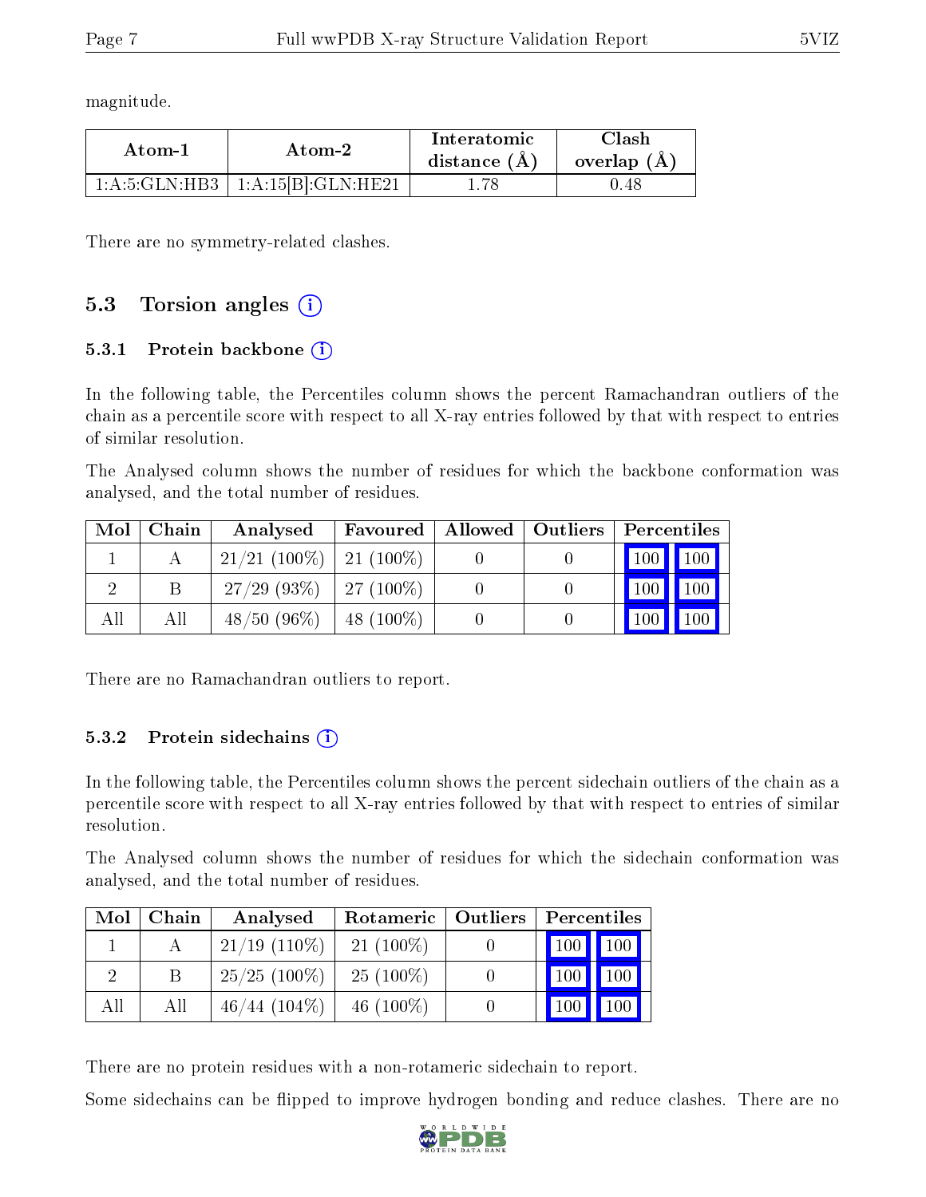magnitude.

| Atom-1 | Atom-2 | Interatomic distance (Å) | Clash overlap (Å) |
|---|---|---|---|
| 1:A:5:GLN:HB3 | 1:A:15[B]:GLN:HE21 | 1.78 | 0.48 |

There are no symmetry-related clashes.

## 5.3 Torsion angles (i)

### 5.3.1 Protein backbone (i)

In the following table, the Percentiles column shows the percent Ramachandran outliers of the chain as a percentile score with respect to all X-ray entries followed by that with respect to entries of similar resolution.

The Analysed column shows the number of residues for which the backbone conformation was analysed, and the total number of residues.

| Mol | Chain | Analysed | Favoured | Allowed | Outliers | Percentiles | |
|---|---|---|---|---|---|---|---|
| 1 | A | 21/21 (100%) | 21 (100%) | 0 | 0 | 100 | 100 |
| 2 | B | 27/29 (93%) | 27 (100%) | 0 | 0 | 100 | 100 |
| All | All | 48/50 (96%) | 48 (100%) | 0 | 0 | 100 | 100 |

There are no Ramachandran outliers to report.

### 5.3.2 Protein sidechains (i)

In the following table, the Percentiles column shows the percent sidechain outliers of the chain as a percentile score with respect to all X-ray entries followed by that with respect to entries of similar resolution.

The Analysed column shows the number of residues for which the sidechain conformation was analysed, and the total number of residues.

| Mol | Chain | Analysed | Rotameric | Outliers | Percentiles | |
|---|---|---|---|---|---|---|
| 1 | A | 21/19 (110%) | 21 (100%) | 0 | 100 | 100 |
| 2 | B | 25/25 (100%) | 25 (100%) | 0 | 100 | 100 |
| All | All | 46/44 (104%) | 46 (100%) | 0 | 100 | 100 |

There are no protein residues with a non-rotameric sidechain to report.

Some sidechains can be flipped to improve hydrogen bonding and reduce clashes. There are no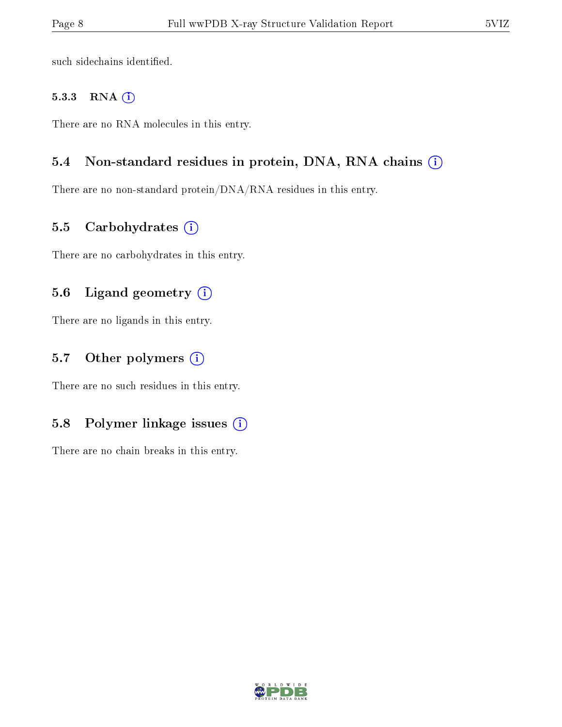such sidechains identified.

#### 5.3.3 RNA

There are no RNA molecules in this entry.

### 5.4 Non-standard residues in protein, DNA, RNA chains

There are no non-standard protein/DNA/RNA residues in this entry.

### 5.5 Carbohydrates

There are no carbohydrates in this entry.

### 5.6 Ligand geometry

There are no ligands in this entry.

### 5.7 Other polymers

There are no such residues in this entry.

### 5.8 Polymer linkage issues

There are no chain breaks in this entry.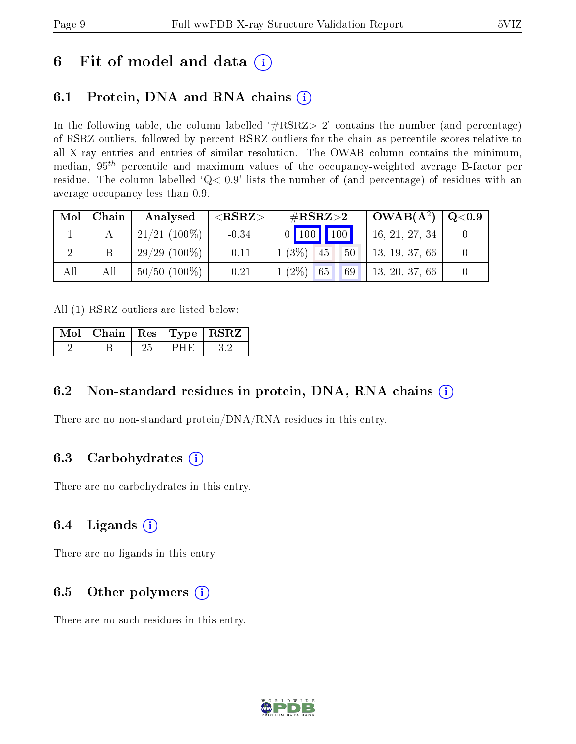# 6 Fit of model and data (i)

## 6.1 Protein, DNA and RNA chains (i)

In the following table, the column labelled '#RSRZ> 2' contains the number (and percentage) of RSRZ outliers, followed by percent RSRZ outliers for the chain as percentile scores relative to all X-ray entries and entries of similar resolution. The OWAB column contains the minimum, median, $95^{th}$ percentile and maximum values of the occupancy-weighted average B-factor per residue. The column labelled 'Q< 0.9' lists the number of (and percentage) of residues with an average occupancy less than 0.9.

| Mol | Chain | Analysed | <RSRZ> | #RSRZ>2 | | | OWAB(Å$^2$) | Q<0.9 |
|---|---|---|---|---|---|---|---|---|
| 1 | A | 21/21 (100%) | -0.34 | 0 | 100 | 100 | 16, 21, 27, 34 | 0 |
| 2 | B | 29/29 (100%) | -0.11 | 1 (3%) | 45 | 50 | 13, 19, 37, 66 | 0 |
| All | All | 50/50 (100%) | -0.21 | 1 (2%) | 65 | 69 | 13, 20, 37, 66 | 0 |

All (1) RSRZ outliers are listed below:

| Mol | Chain | Res | Type | RSRZ |
|---|---|---|---|---|
| 2 | B | 25 | PHE | 3.2 |

## 6.2 Non-standard residues in protein, DNA, RNA chains (i)

There are no non-standard protein/DNA/RNA residues in this entry.

## 6.3 Carbohydrates (i)

There are no carbohydrates in this entry.

## 6.4 Ligands (i)

There are no ligands in this entry.

## 6.5 Other polymers (i)

There are no such residues in this entry.